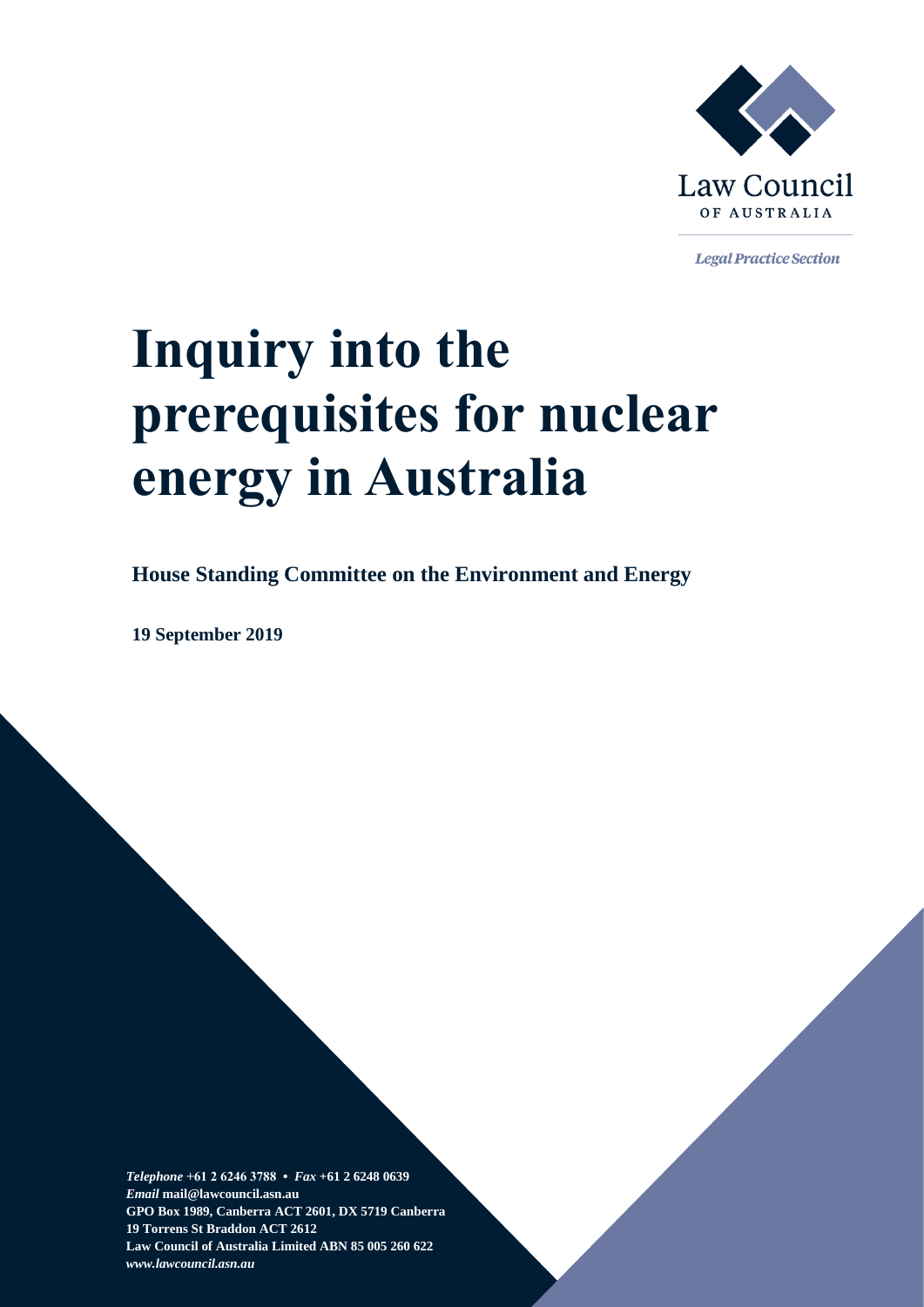Law Council

OF AUSTRALIA

*Legal Practice Section*

# Inquiry into the prerequisites for nuclear energy in Australia

**House Standing Committee on the Environment and Energy**

**19 September 2019**

***Telephone*** **+61 2 6246 3788 •** ***Fax*** **+61 2 6248 0639**
***Email*** **mail@lawcouncil.asn.au**
**GPO Box 1989, Canberra ACT 2601, DX 5719 Canberra**
**19 Torrens St Braddon ACT 2612**
**Law Council of Australia Limited ABN 85 005 260 622**
***www.lawcouncil.asn.au***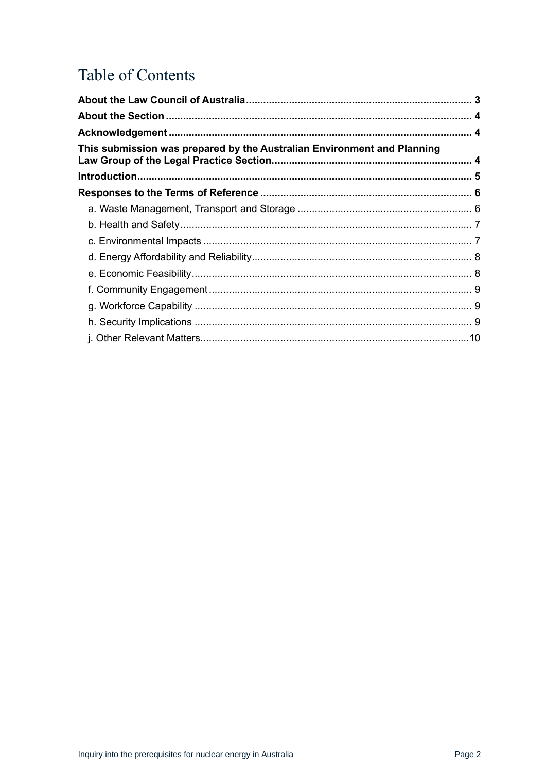# Table of Contents

**About the Law Council of Australia** ........ 3

**About the Section** ........ 4

**Acknowledgement** ........ 4

**This submission was prepared by the Australian Environment and Planning Law Group of the Legal Practice Section.** ........ 4

**Introduction** ........ 5

**Responses to the Terms of Reference** ........ 6

- a. Waste Management, Transport and Storage ........ 6
- b. Health and Safety ........ 7
- c. Environmental Impacts ........ 7
- d. Energy Affordability and Reliability ........ 8
- e. Economic Feasibility ........ 8
- f. Community Engagement ........ 9
- g. Workforce Capability ........ 9
- h. Security Implications ........ 9
- j. Other Relevant Matters ........ 10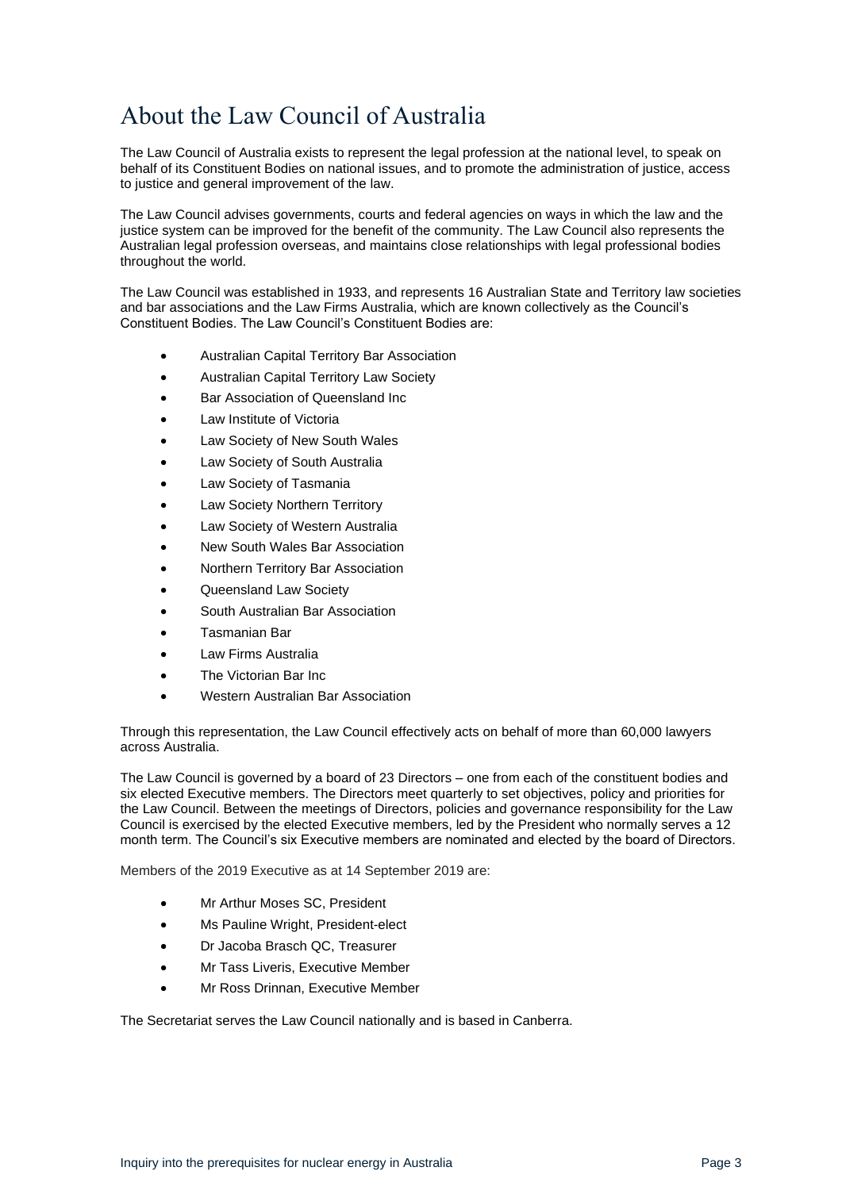# About the Law Council of Australia

The Law Council of Australia exists to represent the legal profession at the national level, to speak on behalf of its Constituent Bodies on national issues, and to promote the administration of justice, access to justice and general improvement of the law.

The Law Council advises governments, courts and federal agencies on ways in which the law and the justice system can be improved for the benefit of the community. The Law Council also represents the Australian legal profession overseas, and maintains close relationships with legal professional bodies throughout the world.

The Law Council was established in 1933, and represents 16 Australian State and Territory law societies and bar associations and the Law Firms Australia, which are known collectively as the Council's Constituent Bodies. The Law Council's Constituent Bodies are:

- Australian Capital Territory Bar Association
- Australian Capital Territory Law Society
- Bar Association of Queensland Inc
- Law Institute of Victoria
- Law Society of New South Wales
- Law Society of South Australia
- Law Society of Tasmania
- Law Society Northern Territory
- Law Society of Western Australia
- New South Wales Bar Association
- Northern Territory Bar Association
- Queensland Law Society
- South Australian Bar Association
- Tasmanian Bar
- Law Firms Australia
- The Victorian Bar Inc
- Western Australian Bar Association

Through this representation, the Law Council effectively acts on behalf of more than 60,000 lawyers across Australia.

The Law Council is governed by a board of 23 Directors – one from each of the constituent bodies and six elected Executive members. The Directors meet quarterly to set objectives, policy and priorities for the Law Council. Between the meetings of Directors, policies and governance responsibility for the Law Council is exercised by the elected Executive members, led by the President who normally serves a 12 month term. The Council's six Executive members are nominated and elected by the board of Directors.

Members of the 2019 Executive as at 14 September 2019 are:

- Mr Arthur Moses SC, President
- Ms Pauline Wright, President-elect
- Dr Jacoba Brasch QC, Treasurer
- Mr Tass Liveris, Executive Member
- Mr Ross Drinnan, Executive Member

The Secretariat serves the Law Council nationally and is based in Canberra.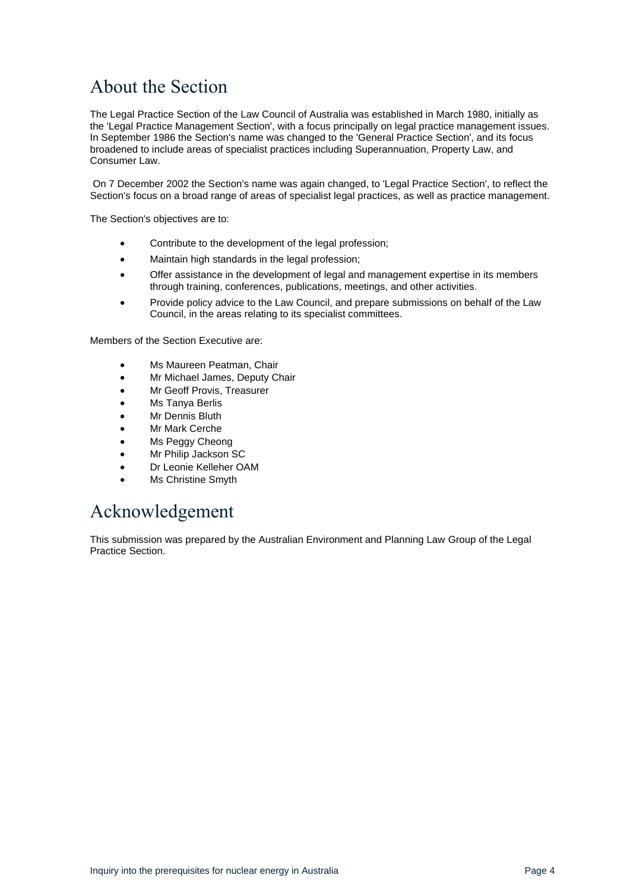# About the Section

The Legal Practice Section of the Law Council of Australia was established in March 1980, initially as the 'Legal Practice Management Section', with a focus principally on legal practice management issues. In September 1986 the Section's name was changed to the 'General Practice Section', and its focus broadened to include areas of specialist practices including Superannuation, Property Law, and Consumer Law.

On 7 December 2002 the Section's name was again changed, to 'Legal Practice Section', to reflect the Section's focus on a broad range of areas of specialist legal practices, as well as practice management.

The Section's objectives are to:

- Contribute to the development of the legal profession;
- Maintain high standards in the legal profession;
- Offer assistance in the development of legal and management expertise in its members through training, conferences, publications, meetings, and other activities.
- Provide policy advice to the Law Council, and prepare submissions on behalf of the Law Council, in the areas relating to its specialist committees.

Members of the Section Executive are:

- Ms Maureen Peatman, Chair
- Mr Michael James, Deputy Chair
- Mr Geoff Provis, Treasurer
- Ms Tanya Berlis
- Mr Dennis Bluth
- Mr Mark Cerche
- Ms Peggy Cheong
- Mr Philip Jackson SC
- Dr Leonie Kelleher OAM
- Ms Christine Smyth

# Acknowledgement

This submission was prepared by the Australian Environment and Planning Law Group of the Legal Practice Section.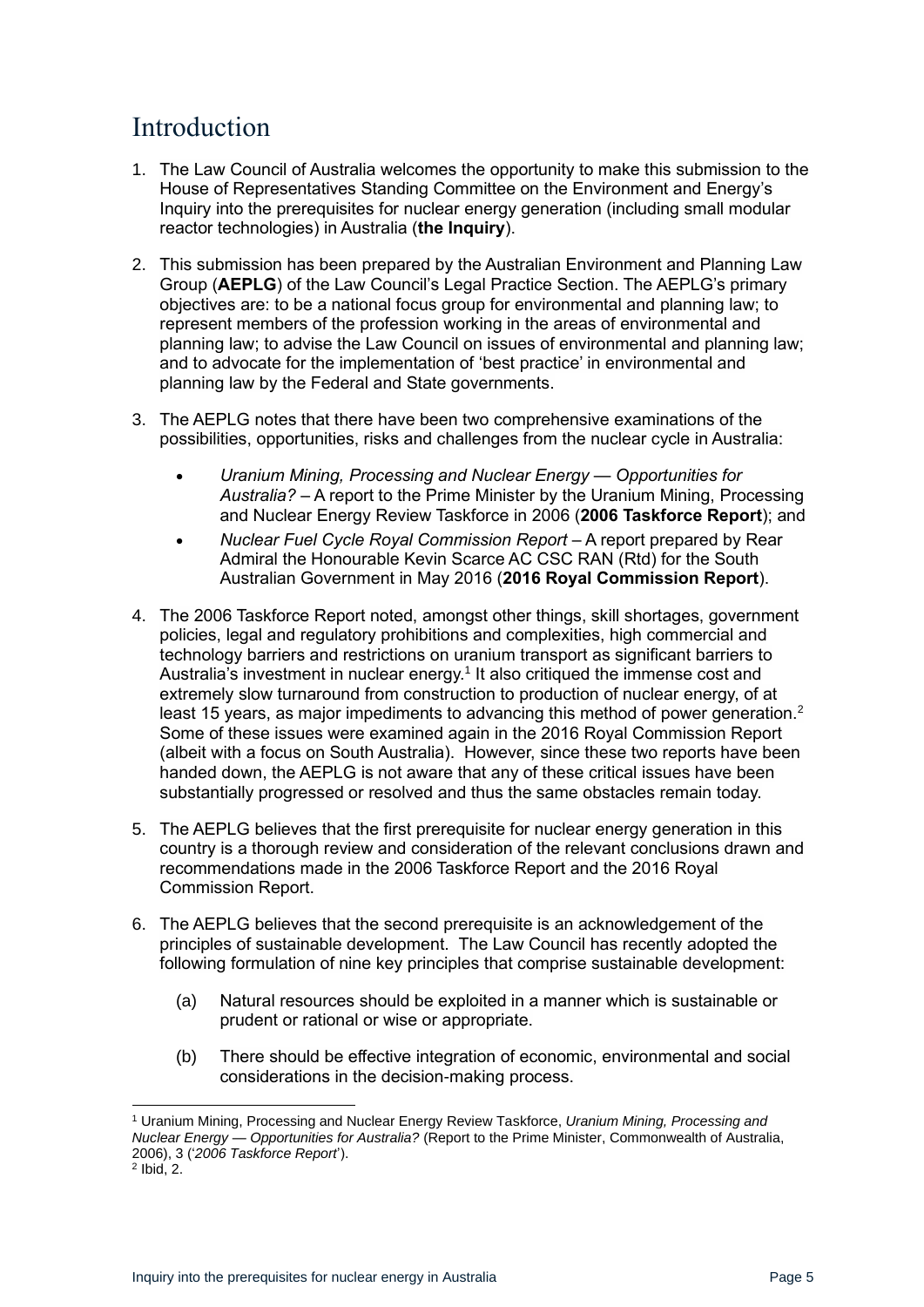# Introduction

1. The Law Council of Australia welcomes the opportunity to make this submission to the House of Representatives Standing Committee on the Environment and Energy's Inquiry into the prerequisites for nuclear energy generation (including small modular reactor technologies) in Australia (**the Inquiry**).

2. This submission has been prepared by the Australian Environment and Planning Law Group (**AEPLG**) of the Law Council's Legal Practice Section. The AEPLG's primary objectives are: to be a national focus group for environmental and planning law; to represent members of the profession working in the areas of environmental and planning law; to advise the Law Council on issues of environmental and planning law; and to advocate for the implementation of 'best practice' in environmental and planning law by the Federal and State governments.

3. The AEPLG notes that there have been two comprehensive examinations of the possibilities, opportunities, risks and challenges from the nuclear cycle in Australia:

   - *Uranium Mining, Processing and Nuclear Energy — Opportunities for Australia?* – A report to the Prime Minister by the Uranium Mining, Processing and Nuclear Energy Review Taskforce in 2006 (**2006 Taskforce Report**); and
   - *Nuclear Fuel Cycle Royal Commission Report* – A report prepared by Rear Admiral the Honourable Kevin Scarce AC CSC RAN (Rtd) for the South Australian Government in May 2016 (**2016 Royal Commission Report**).

4. The 2006 Taskforce Report noted, amongst other things, skill shortages, government policies, legal and regulatory prohibitions and complexities, high commercial and technology barriers and restrictions on uranium transport as significant barriers to Australia's investment in nuclear energy.[1] It also critiqued the immense cost and extremely slow turnaround from construction to production of nuclear energy, of at least 15 years, as major impediments to advancing this method of power generation.[2] Some of these issues were examined again in the 2016 Royal Commission Report (albeit with a focus on South Australia). However, since these two reports have been handed down, the AEPLG is not aware that any of these critical issues have been substantially progressed or resolved and thus the same obstacles remain today.

5. The AEPLG believes that the first prerequisite for nuclear energy generation in this country is a thorough review and consideration of the relevant conclusions drawn and recommendations made in the 2006 Taskforce Report and the 2016 Royal Commission Report.

6. The AEPLG believes that the second prerequisite is an acknowledgement of the principles of sustainable development. The Law Council has recently adopted the following formulation of nine key principles that comprise sustainable development:

   (a) Natural resources should be exploited in a manner which is sustainable or prudent or rational or wise or appropriate.

   (b) There should be effective integration of economic, environmental and social considerations in the decision-making process.

---

[1] Uranium Mining, Processing and Nuclear Energy Review Taskforce, *Uranium Mining, Processing and Nuclear Energy — Opportunities for Australia?* (Report to the Prime Minister, Commonwealth of Australia, 2006), 3 ('*2006 Taskforce Report*').

[2] Ibid, 2.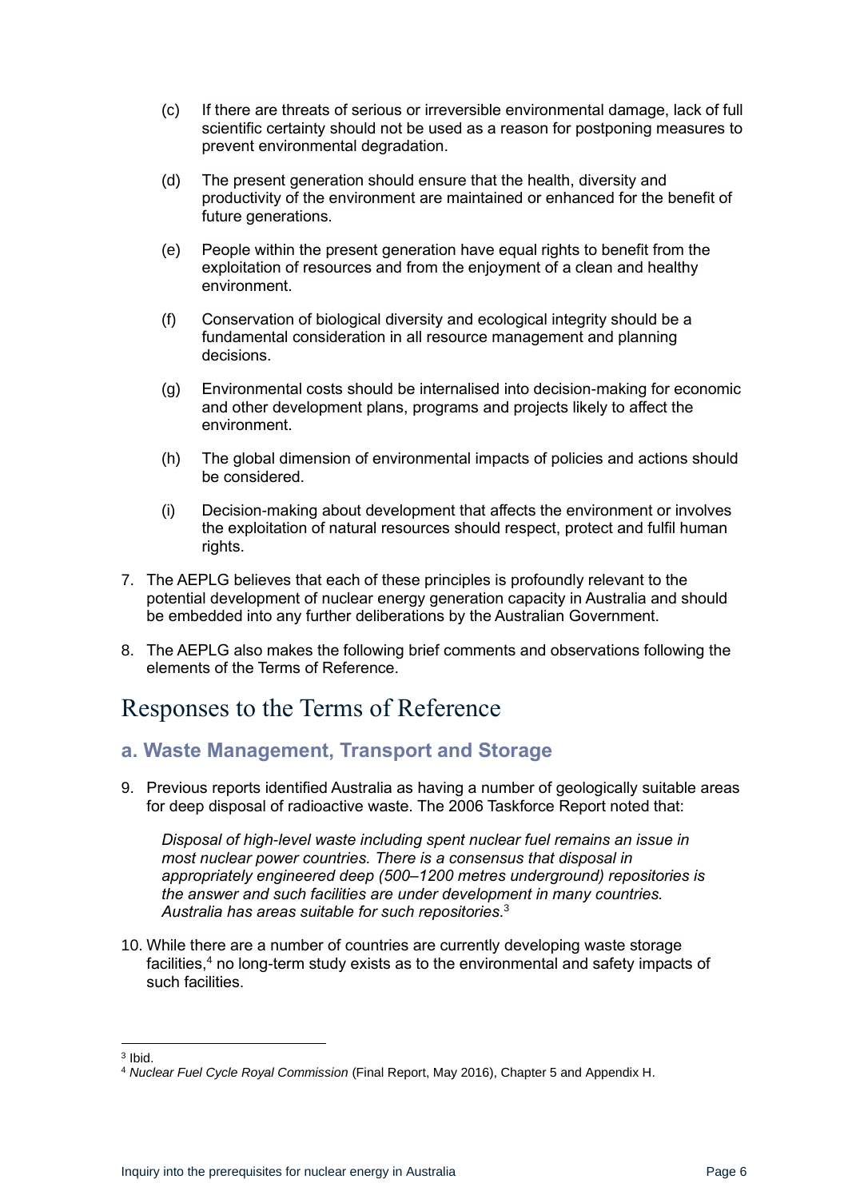(c) If there are threats of serious or irreversible environmental damage, lack of full scientific certainty should not be used as a reason for postponing measures to prevent environmental degradation.

(d) The present generation should ensure that the health, diversity and productivity of the environment are maintained or enhanced for the benefit of future generations.

(e) People within the present generation have equal rights to benefit from the exploitation of resources and from the enjoyment of a clean and healthy environment.

(f) Conservation of biological diversity and ecological integrity should be a fundamental consideration in all resource management and planning decisions.

(g) Environmental costs should be internalised into decision-making for economic and other development plans, programs and projects likely to affect the environment.

(h) The global dimension of environmental impacts of policies and actions should be considered.

(i) Decision-making about development that affects the environment or involves the exploitation of natural resources should respect, protect and fulfil human rights.

7. The AEPLG believes that each of these principles is profoundly relevant to the potential development of nuclear energy generation capacity in Australia and should be embedded into any further deliberations by the Australian Government.

8. The AEPLG also makes the following brief comments and observations following the elements of the Terms of Reference.

# Responses to the Terms of Reference

## a. Waste Management, Transport and Storage

9. Previous reports identified Australia as having a number of geologically suitable areas for deep disposal of radioactive waste. The 2006 Taskforce Report noted that:

   *Disposal of high-level waste including spent nuclear fuel remains an issue in most nuclear power countries. There is a consensus that disposal in appropriately engineered deep (500–1200 metres underground) repositories is the answer and such facilities are under development in many countries. Australia has areas suitable for such repositories.*[3]

10. While there are a number of countries are currently developing waste storage facilities,[4] no long-term study exists as to the environmental and safety impacts of such facilities.

---

[3] Ibid.

[4] *Nuclear Fuel Cycle Royal Commission* (Final Report, May 2016), Chapter 5 and Appendix H.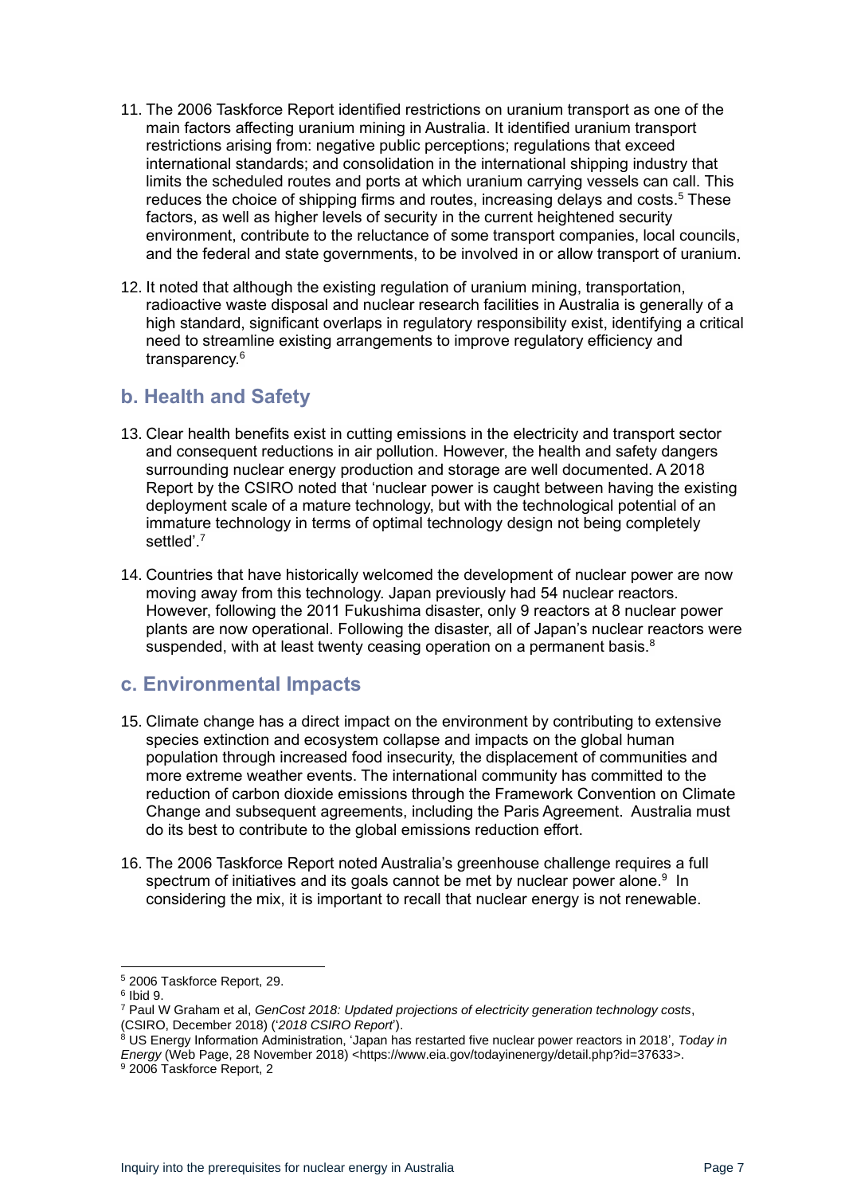11. The 2006 Taskforce Report identified restrictions on uranium transport as one of the main factors affecting uranium mining in Australia. It identified uranium transport restrictions arising from: negative public perceptions; regulations that exceed international standards; and consolidation in the international shipping industry that limits the scheduled routes and ports at which uranium carrying vessels can call. This reduces the choice of shipping firms and routes, increasing delays and costs.[5] These factors, as well as higher levels of security in the current heightened security environment, contribute to the reluctance of some transport companies, local councils, and the federal and state governments, to be involved in or allow transport of uranium.

12. It noted that although the existing regulation of uranium mining, transportation, radioactive waste disposal and nuclear research facilities in Australia is generally of a high standard, significant overlaps in regulatory responsibility exist, identifying a critical need to streamline existing arrangements to improve regulatory efficiency and transparency.[6]

## b. Health and Safety

13. Clear health benefits exist in cutting emissions in the electricity and transport sector and consequent reductions in air pollution. However, the health and safety dangers surrounding nuclear energy production and storage are well documented. A 2018 Report by the CSIRO noted that 'nuclear power is caught between having the existing deployment scale of a mature technology, but with the technological potential of an immature technology in terms of optimal technology design not being completely settled'.[7]

14. Countries that have historically welcomed the development of nuclear power are now moving away from this technology. Japan previously had 54 nuclear reactors. However, following the 2011 Fukushima disaster, only 9 reactors at 8 nuclear power plants are now operational. Following the disaster, all of Japan's nuclear reactors were suspended, with at least twenty ceasing operation on a permanent basis.[8]

## c. Environmental Impacts

15. Climate change has a direct impact on the environment by contributing to extensive species extinction and ecosystem collapse and impacts on the global human population through increased food insecurity, the displacement of communities and more extreme weather events. The international community has committed to the reduction of carbon dioxide emissions through the Framework Convention on Climate Change and subsequent agreements, including the Paris Agreement. Australia must do its best to contribute to the global emissions reduction effort.

16. The 2006 Taskforce Report noted Australia's greenhouse challenge requires a full spectrum of initiatives and its goals cannot be met by nuclear power alone.[9] In considering the mix, it is important to recall that nuclear energy is not renewable.

---

[5] 2006 Taskforce Report, 29.

[6] Ibid 9.

[7] Paul W Graham et al, *GenCost 2018: Updated projections of electricity generation technology costs*, (CSIRO, December 2018) ('*2018 CSIRO Report*').

[8] US Energy Information Administration, 'Japan has restarted five nuclear power reactors in 2018', *Today in Energy* (Web Page, 28 November 2018) <https://www.eia.gov/todayinenergy/detail.php?id=37633>.

[9] 2006 Taskforce Report, 2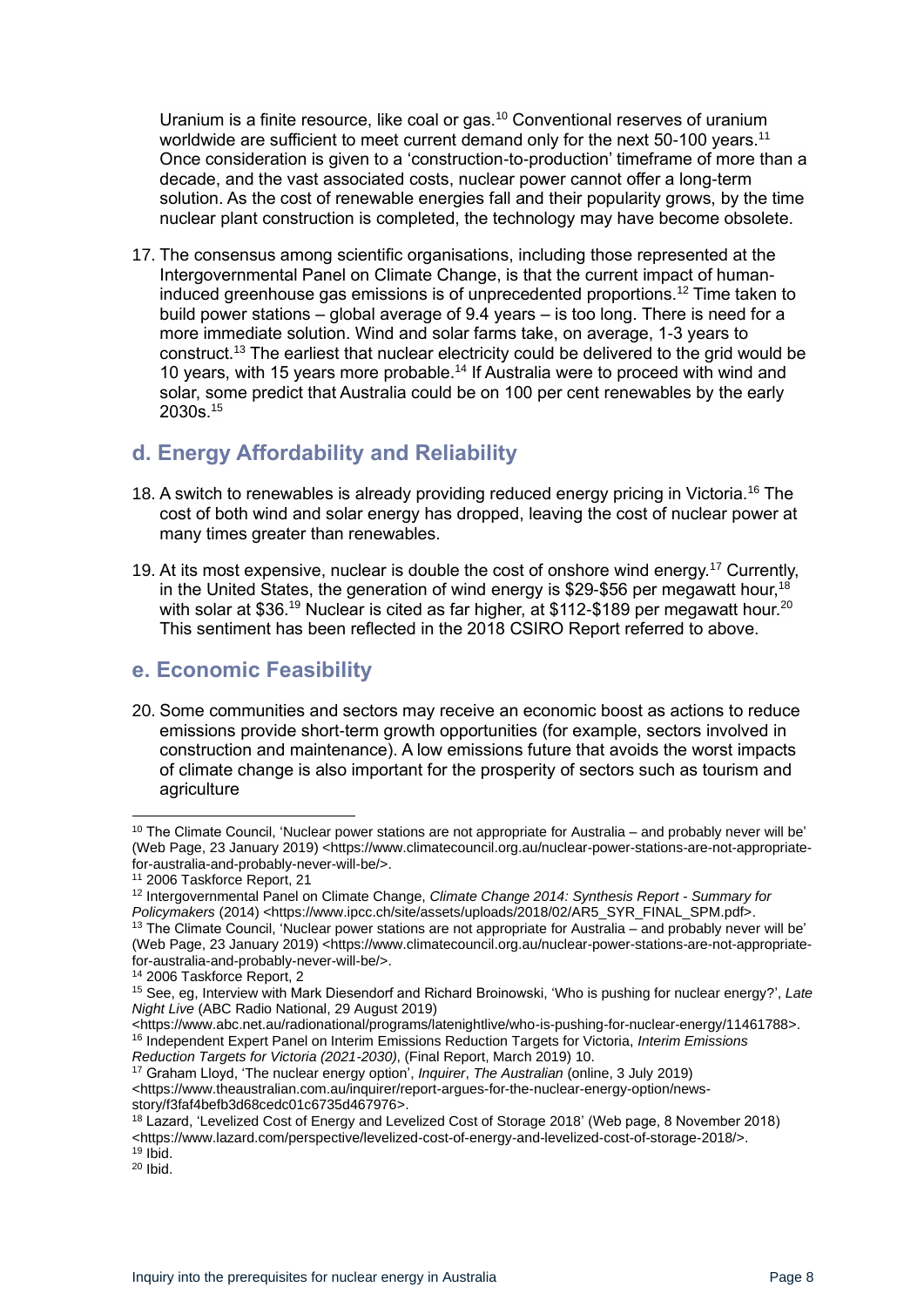Uranium is a finite resource, like coal or gas.[10] Conventional reserves of uranium worldwide are sufficient to meet current demand only for the next 50-100 years.[11] Once consideration is given to a 'construction-to-production' timeframe of more than a decade, and the vast associated costs, nuclear power cannot offer a long-term solution. As the cost of renewable energies fall and their popularity grows, by the time nuclear plant construction is completed, the technology may have become obsolete.

17. The consensus among scientific organisations, including those represented at the Intergovernmental Panel on Climate Change, is that the current impact of human-induced greenhouse gas emissions is of unprecedented proportions.[12] Time taken to build power stations – global average of 9.4 years – is too long. There is need for a more immediate solution. Wind and solar farms take, on average, 1-3 years to construct.[13] The earliest that nuclear electricity could be delivered to the grid would be 10 years, with 15 years more probable.[14] If Australia were to proceed with wind and solar, some predict that Australia could be on 100 per cent renewables by the early 2030s.[15]

## d. Energy Affordability and Reliability

18. A switch to renewables is already providing reduced energy pricing in Victoria.[16] The cost of both wind and solar energy has dropped, leaving the cost of nuclear power at many times greater than renewables.

19. At its most expensive, nuclear is double the cost of onshore wind energy.[17] Currently, in the United States, the generation of wind energy is $29-$56 per megawatt hour,[18] with solar at $36.[19] Nuclear is cited as far higher, at $112-$189 per megawatt hour.[20] This sentiment has been reflected in the 2018 CSIRO Report referred to above.

## e. Economic Feasibility

20. Some communities and sectors may receive an economic boost as actions to reduce emissions provide short-term growth opportunities (for example, sectors involved in construction and maintenance). A low emissions future that avoids the worst impacts of climate change is also important for the prosperity of sectors such as tourism and agriculture

---

[10] The Climate Council, 'Nuclear power stations are not appropriate for Australia – and probably never will be' (Web Page, 23 January 2019) <https://www.climatecouncil.org.au/nuclear-power-stations-are-not-appropriate-for-australia-and-probably-never-will-be/>.

[11] 2006 Taskforce Report, 21

[12] Intergovernmental Panel on Climate Change, *Climate Change 2014: Synthesis Report - Summary for Policymakers* (2014) <https://www.ipcc.ch/site/assets/uploads/2018/02/AR5_SYR_FINAL_SPM.pdf>.

[13] The Climate Council, 'Nuclear power stations are not appropriate for Australia – and probably never will be' (Web Page, 23 January 2019) <https://www.climatecouncil.org.au/nuclear-power-stations-are-not-appropriate-for-australia-and-probably-never-will-be/>.

[14] 2006 Taskforce Report, 2

[15] See, eg, Interview with Mark Diesendorf and Richard Broinowski, 'Who is pushing for nuclear energy?', *Late Night Live* (ABC Radio National, 29 August 2019) <https://www.abc.net.au/radionational/programs/latenightlive/who-is-pushing-for-nuclear-energy/11461788>.

[16] Independent Expert Panel on Interim Emissions Reduction Targets for Victoria, *Interim Emissions Reduction Targets for Victoria (2021-2030)*, (Final Report, March 2019) 10.

[17] Graham Lloyd, 'The nuclear energy option', *Inquirer*, *The Australian* (online, 3 July 2019) <https://www.theaustralian.com.au/inquirer/report-argues-for-the-nuclear-energy-option/news-story/f3faf4befb3d68cedc01c6735d467976>.

[18] Lazard, 'Levelized Cost of Energy and Levelized Cost of Storage 2018' (Web page, 8 November 2018) <https://www.lazard.com/perspective/levelized-cost-of-energy-and-levelized-cost-of-storage-2018/>.

[19] Ibid.

[20] Ibid.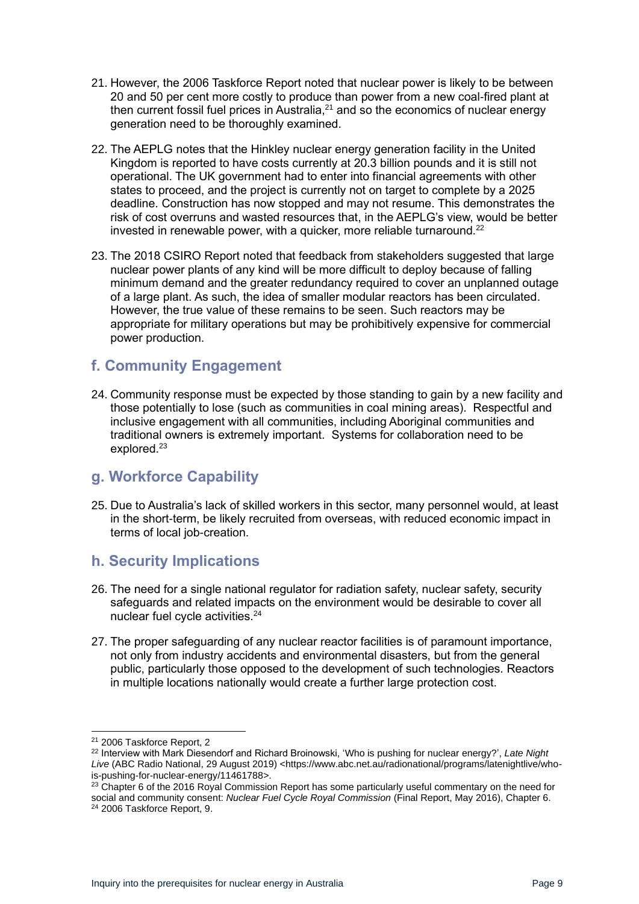21. However, the 2006 Taskforce Report noted that nuclear power is likely to be between 20 and 50 per cent more costly to produce than power from a new coal-fired plant at then current fossil fuel prices in Australia,[21] and so the economics of nuclear energy generation need to be thoroughly examined.

22. The AEPLG notes that the Hinkley nuclear energy generation facility in the United Kingdom is reported to have costs currently at 20.3 billion pounds and it is still not operational. The UK government had to enter into financial agreements with other states to proceed, and the project is currently not on target to complete by a 2025 deadline. Construction has now stopped and may not resume. This demonstrates the risk of cost overruns and wasted resources that, in the AEPLG's view, would be better invested in renewable power, with a quicker, more reliable turnaround.[22]

23. The 2018 CSIRO Report noted that feedback from stakeholders suggested that large nuclear power plants of any kind will be more difficult to deploy because of falling minimum demand and the greater redundancy required to cover an unplanned outage of a large plant. As such, the idea of smaller modular reactors has been circulated. However, the true value of these remains to be seen. Such reactors may be appropriate for military operations but may be prohibitively expensive for commercial power production.

## f. Community Engagement

24. Community response must be expected by those standing to gain by a new facility and those potentially to lose (such as communities in coal mining areas). Respectful and inclusive engagement with all communities, including Aboriginal communities and traditional owners is extremely important. Systems for collaboration need to be explored.[23]

## g. Workforce Capability

25. Due to Australia's lack of skilled workers in this sector, many personnel would, at least in the short-term, be likely recruited from overseas, with reduced economic impact in terms of local job-creation.

## h. Security Implications

26. The need for a single national regulator for radiation safety, nuclear safety, security safeguards and related impacts on the environment would be desirable to cover all nuclear fuel cycle activities.[24]

27. The proper safeguarding of any nuclear reactor facilities is of paramount importance, not only from industry accidents and environmental disasters, but from the general public, particularly those opposed to the development of such technologies. Reactors in multiple locations nationally would create a further large protection cost.

---

[21] 2006 Taskforce Report, 2

[22] Interview with Mark Diesendorf and Richard Broinowski, 'Who is pushing for nuclear energy?', *Late Night Live* (ABC Radio National, 29 August 2019) <https://www.abc.net.au/radionational/programs/latenightlive/who-is-pushing-for-nuclear-energy/11461788>.

[23] Chapter 6 of the 2016 Royal Commission Report has some particularly useful commentary on the need for social and community consent: *Nuclear Fuel Cycle Royal Commission* (Final Report, May 2016), Chapter 6.

[24] 2006 Taskforce Report, 9.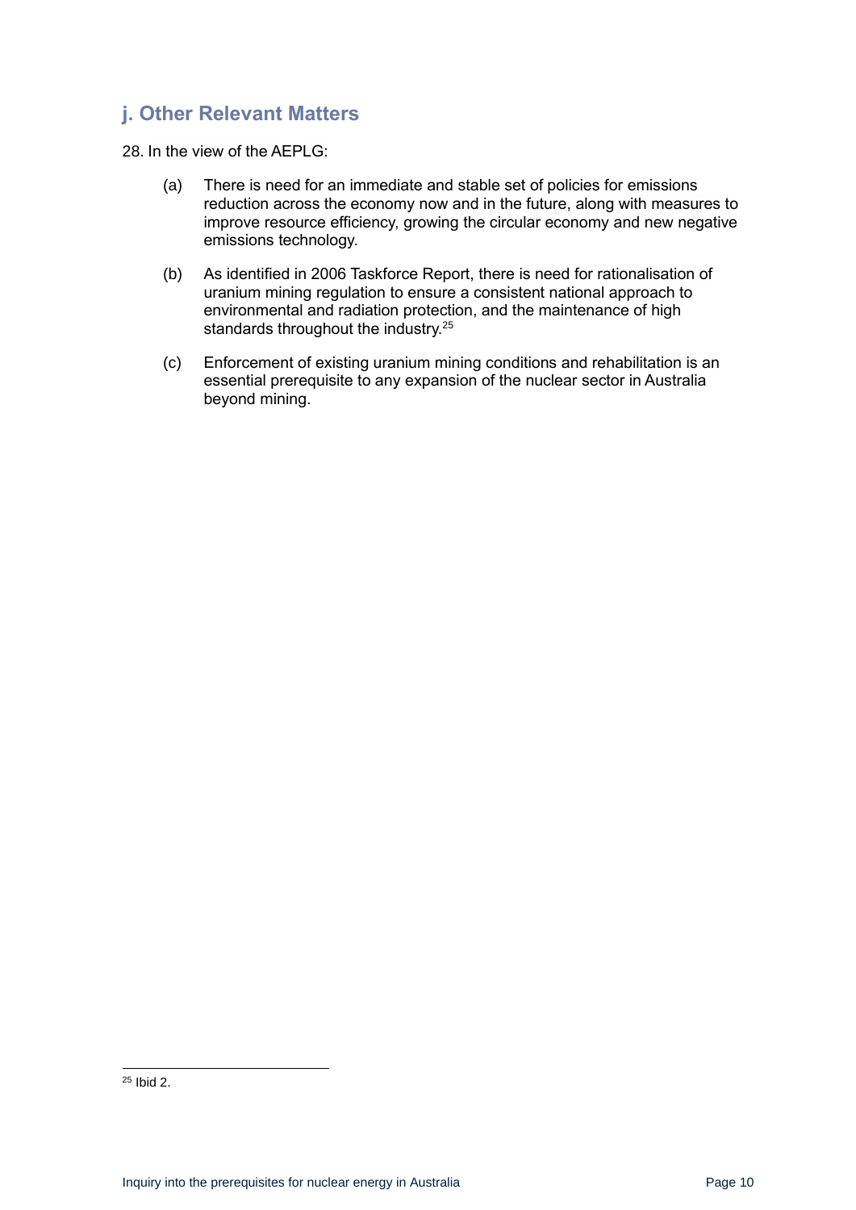## j. Other Relevant Matters

28. In the view of the AEPLG:

(a) There is need for an immediate and stable set of policies for emissions reduction across the economy now and in the future, along with measures to improve resource efficiency, growing the circular economy and new negative emissions technology.

(b) As identified in 2006 Taskforce Report, there is need for rationalisation of uranium mining regulation to ensure a consistent national approach to environmental and radiation protection, and the maintenance of high standards throughout the industry.[25]

(c) Enforcement of existing uranium mining conditions and rehabilitation is an essential prerequisite to any expansion of the nuclear sector in Australia beyond mining.

---

[25] Ibid 2.